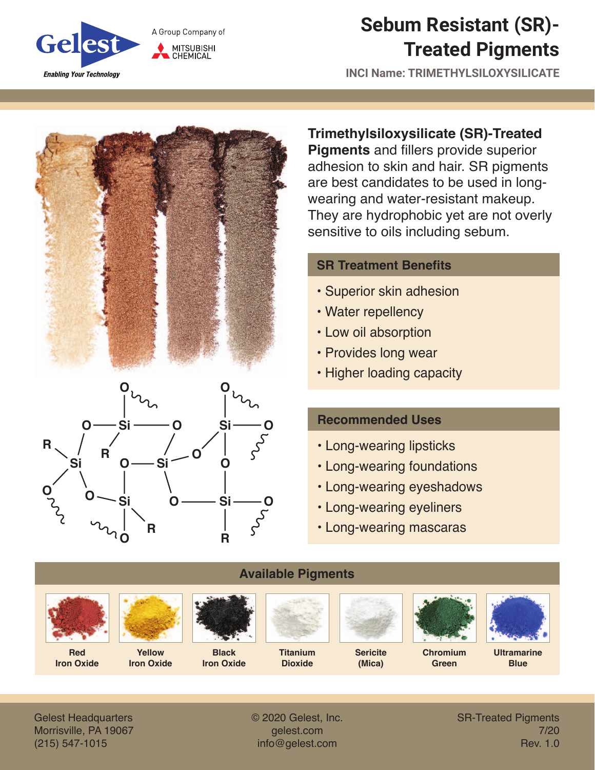Gelest

Enabling Your Technology

A Group Company of MITSUBISHI CHEMICAL

# Sebum Resistant (SR)-Treated Pigments

**INCI Name: TRIMETHYLSILOXYSILICATE**

**Trimethylsiloxysilicate (SR)-Treated Pigments** and fillers provide superior adhesion to skin and hair. SR pigments are best candidates to be used in long-wearing and water-resistant makeup. They are hydrophobic yet are not overly sensitive to oils including sebum.

## SR Treatment Benefits

- Superior skin adhesion
- Water repellency
- Low oil absorption
- Provides long wear
- Higher loading capacity

## Recommended Uses

- Long-wearing lipsticks
- Long-wearing foundations
- Long-wearing eyeshadows
- Long-wearing eyeliners
- Long-wearing mascaras

## Available Pigments

| Red Iron Oxide | Yellow Iron Oxide | Black Iron Oxide | Titanium Dioxide | Sericite (Mica) | Chromium Green | Ultramarine Blue |
|---|---|---|---|---|---|---|

Gelest Headquarters
Morrisville, PA 19067
(215) 547-1015

© 2020 Gelest, Inc.
gelest.com
info@gelest.com

SR-Treated Pigments
7/20
Rev. 1.0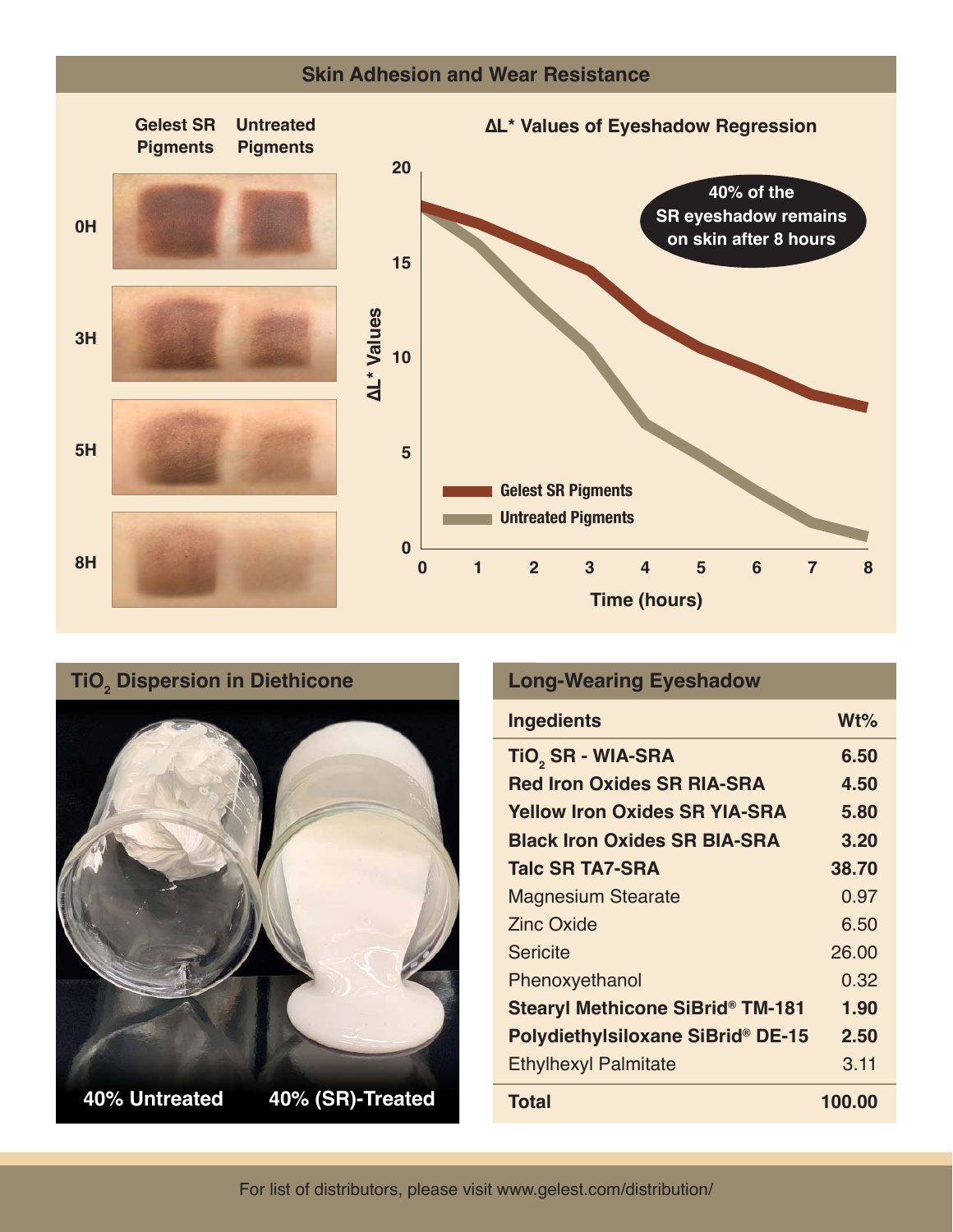## Skin Adhesion and Wear Resistance

Gelest SR Pigments
Untreated Pigments

0H
3H
5H
8H

**ΔL* Values of Eyeshadow Regression**

40% of the SR eyeshadow remains on skin after 8 hours

ΔL* Values
20
15
10
5
0

Time (hours)
0 1 2 3 4 5 6 7 8

Gelest SR Pigments
Untreated Pigments

## $TiO_2$ Dispersion in Diethicone

40% Untreated
40% (SR)-Treated

## Long-Wearing Eyeshadow

| Ingredients | Wt% |
|---|---|
| **$TiO_2$ SR - WIA-SRA** | **6.50** |
| **Red Iron Oxides SR RIA-SRA** | **4.50** |
| **Yellow Iron Oxides SR YIA-SRA** | **5.80** |
| **Black Iron Oxides SR BIA-SRA** | **3.20** |
| **Talc SR TA7-SRA** | **38.70** |
| Magnesium Stearate | 0.97 |
| Zinc Oxide | 6.50 |
| Sericite | 26.00 |
| Phenoxyethanol | 0.32 |
| **Stearyl Methicone SiBrid® TM-181** | **1.90** |
| **Polydiethylsiloxane SiBrid® DE-15** | **2.50** |
| Ethylhexyl Palmitate | 3.11 |
| **Total** | **100.00** |

For list of distributors, please visit www.gelest.com/distribution/